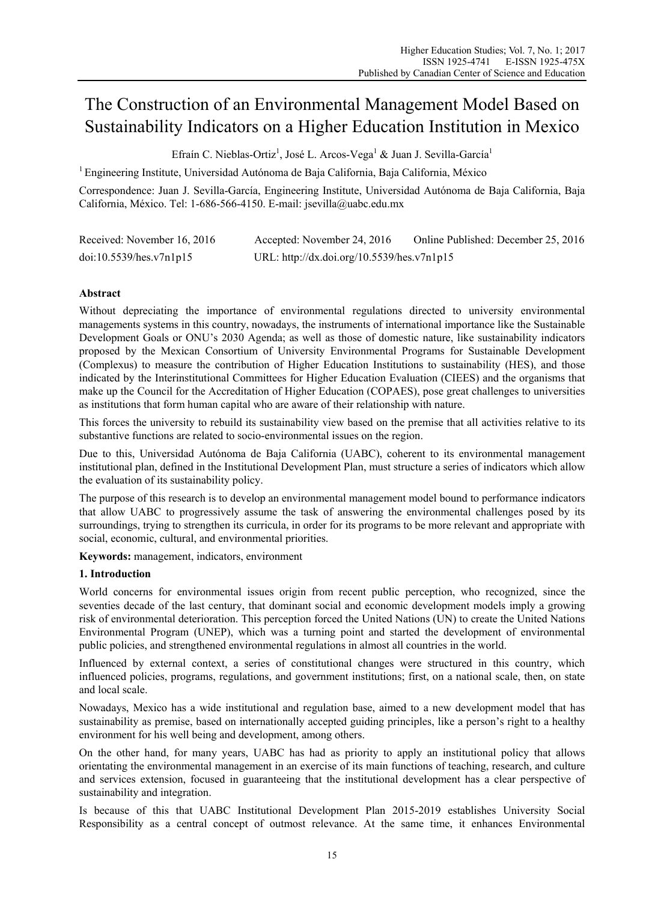# The Construction of an Environmental Management Model Based on Sustainability Indicators on a Higher Education Institution in Mexico

Efraín C. Nieblas-Ortiz[1], José L. Arcos-Vega[1] & Juan J. Sevilla-García[1]

[1] Engineering Institute, Universidad Autónoma de Baja California, Baja California, México

Correspondence: Juan J. Sevilla-García, Engineering Institute, Universidad Autónoma de Baja California, Baja California, México. Tel: 1-686-566-4150. E-mail: jsevilla@uabc.edu.mx

Received: November 16, 2016 Accepted: November 24, 2016 Online Published: December 25, 2016

doi:10.5539/hes.v7n1p15 URL: http://dx.doi.org/10.5539/hes.v7n1p15

## Abstract

Without depreciating the importance of environmental regulations directed to university environmental managements systems in this country, nowadays, the instruments of international importance like the Sustainable Development Goals or ONU's 2030 Agenda; as well as those of domestic nature, like sustainability indicators proposed by the Mexican Consortium of University Environmental Programs for Sustainable Development (Complexus) to measure the contribution of Higher Education Institutions to sustainability (HES), and those indicated by the Interinstitutional Committees for Higher Education Evaluation (CIEES) and the organisms that make up the Council for the Accreditation of Higher Education (COPAES), pose great challenges to universities as institutions that form human capital who are aware of their relationship with nature.

This forces the university to rebuild its sustainability view based on the premise that all activities relative to its substantive functions are related to socio-environmental issues on the region.

Due to this, Universidad Autónoma de Baja California (UABC), coherent to its environmental management institutional plan, defined in the Institutional Development Plan, must structure a series of indicators which allow the evaluation of its sustainability policy.

The purpose of this research is to develop an environmental management model bound to performance indicators that allow UABC to progressively assume the task of answering the environmental challenges posed by its surroundings, trying to strengthen its curricula, in order for its programs to be more relevant and appropriate with social, economic, cultural, and environmental priorities.

**Keywords:** management, indicators, environment

## 1. Introduction

World concerns for environmental issues origin from recent public perception, who recognized, since the seventies decade of the last century, that dominant social and economic development models imply a growing risk of environmental deterioration. This perception forced the United Nations (UN) to create the United Nations Environmental Program (UNEP), which was a turning point and started the development of environmental public policies, and strengthened environmental regulations in almost all countries in the world.

Influenced by external context, a series of constitutional changes were structured in this country, which influenced policies, programs, regulations, and government institutions; first, on a national scale, then, on state and local scale.

Nowadays, Mexico has a wide institutional and regulation base, aimed to a new development model that has sustainability as premise, based on internationally accepted guiding principles, like a person's right to a healthy environment for his well being and development, among others.

On the other hand, for many years, UABC has had as priority to apply an institutional policy that allows orientating the environmental management in an exercise of its main functions of teaching, research, and culture and services extension, focused in guaranteeing that the institutional development has a clear perspective of sustainability and integration.

Is because of this that UABC Institutional Development Plan 2015-2019 establishes University Social Responsibility as a central concept of outmost relevance. At the same time, it enhances Environmental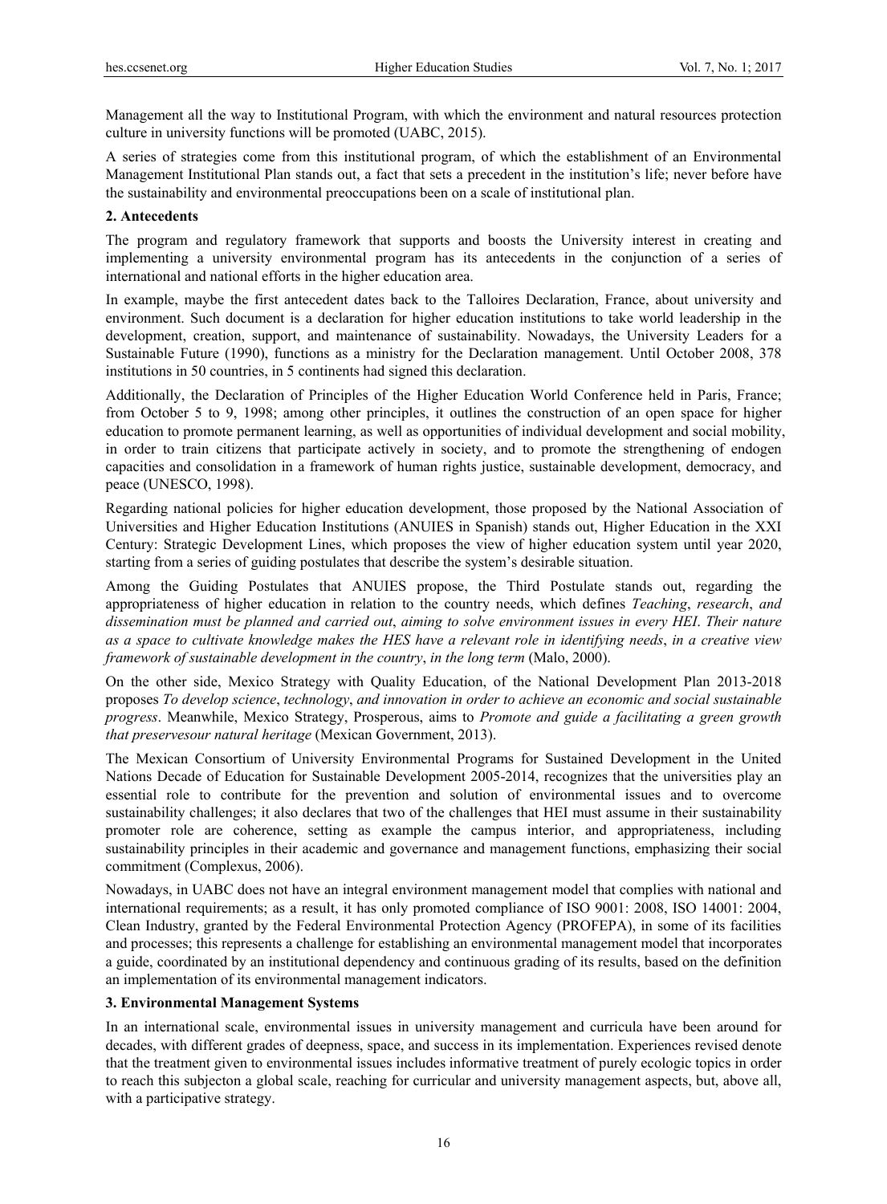Management all the way to Institutional Program, with which the environment and natural resources protection culture in university functions will be promoted (UABC, 2015).

A series of strategies come from this institutional program, of which the establishment of an Environmental Management Institutional Plan stands out, a fact that sets a precedent in the institution's life; never before have the sustainability and environmental preoccupations been on a scale of institutional plan.

## 2. Antecedents

The program and regulatory framework that supports and boosts the University interest in creating and implementing a university environmental program has its antecedents in the conjunction of a series of international and national efforts in the higher education area.

In example, maybe the first antecedent dates back to the Talloires Declaration, France, about university and environment. Such document is a declaration for higher education institutions to take world leadership in the development, creation, support, and maintenance of sustainability. Nowadays, the University Leaders for a Sustainable Future (1990), functions as a ministry for the Declaration management. Until October 2008, 378 institutions in 50 countries, in 5 continents had signed this declaration.

Additionally, the Declaration of Principles of the Higher Education World Conference held in Paris, France; from October 5 to 9, 1998; among other principles, it outlines the construction of an open space for higher education to promote permanent learning, as well as opportunities of individual development and social mobility, in order to train citizens that participate actively in society, and to promote the strengthening of endogen capacities and consolidation in a framework of human rights justice, sustainable development, democracy, and peace (UNESCO, 1998).

Regarding national policies for higher education development, those proposed by the National Association of Universities and Higher Education Institutions (ANUIES in Spanish) stands out, Higher Education in the XXI Century: Strategic Development Lines, which proposes the view of higher education system until year 2020, starting from a series of guiding postulates that describe the system's desirable situation.

Among the Guiding Postulates that ANUIES propose, the Third Postulate stands out, regarding the appropriateness of higher education in relation to the country needs, which defines *Teaching*, *research*, *and dissemination must be planned and carried out*, *aiming to solve environment issues in every HEI. Their nature as a space to cultivate knowledge makes the HES have a relevant role in identifying needs*, *in a creative view framework of sustainable development in the country*, *in the long term* (Malo, 2000).

On the other side, Mexico Strategy with Quality Education, of the National Development Plan 2013-2018 proposes *To develop science*, *technology*, *and innovation in order to achieve an economic and social sustainable progress*. Meanwhile, Mexico Strategy, Prosperous, aims to *Promote and guide a facilitating a green growth that preservesour natural heritage* (Mexican Government, 2013).

The Mexican Consortium of University Environmental Programs for Sustained Development in the United Nations Decade of Education for Sustainable Development 2005-2014, recognizes that the universities play an essential role to contribute for the prevention and solution of environmental issues and to overcome sustainability challenges; it also declares that two of the challenges that HEI must assume in their sustainability promoter role are coherence, setting as example the campus interior, and appropriateness, including sustainability principles in their academic and governance and management functions, emphasizing their social commitment (Complexus, 2006).

Nowadays, in UABC does not have an integral environment management model that complies with national and international requirements; as a result, it has only promoted compliance of ISO 9001: 2008, ISO 14001: 2004, Clean Industry, granted by the Federal Environmental Protection Agency (PROFEPA), in some of its facilities and processes; this represents a challenge for establishing an environmental management model that incorporates a guide, coordinated by an institutional dependency and continuous grading of its results, based on the definition an implementation of its environmental management indicators.

## 3. Environmental Management Systems

In an international scale, environmental issues in university management and curricula have been around for decades, with different grades of deepness, space, and success in its implementation. Experiences revised denote that the treatment given to environmental issues includes informative treatment of purely ecologic topics in order to reach this subjecton a global scale, reaching for curricular and university management aspects, but, above all, with a participative strategy.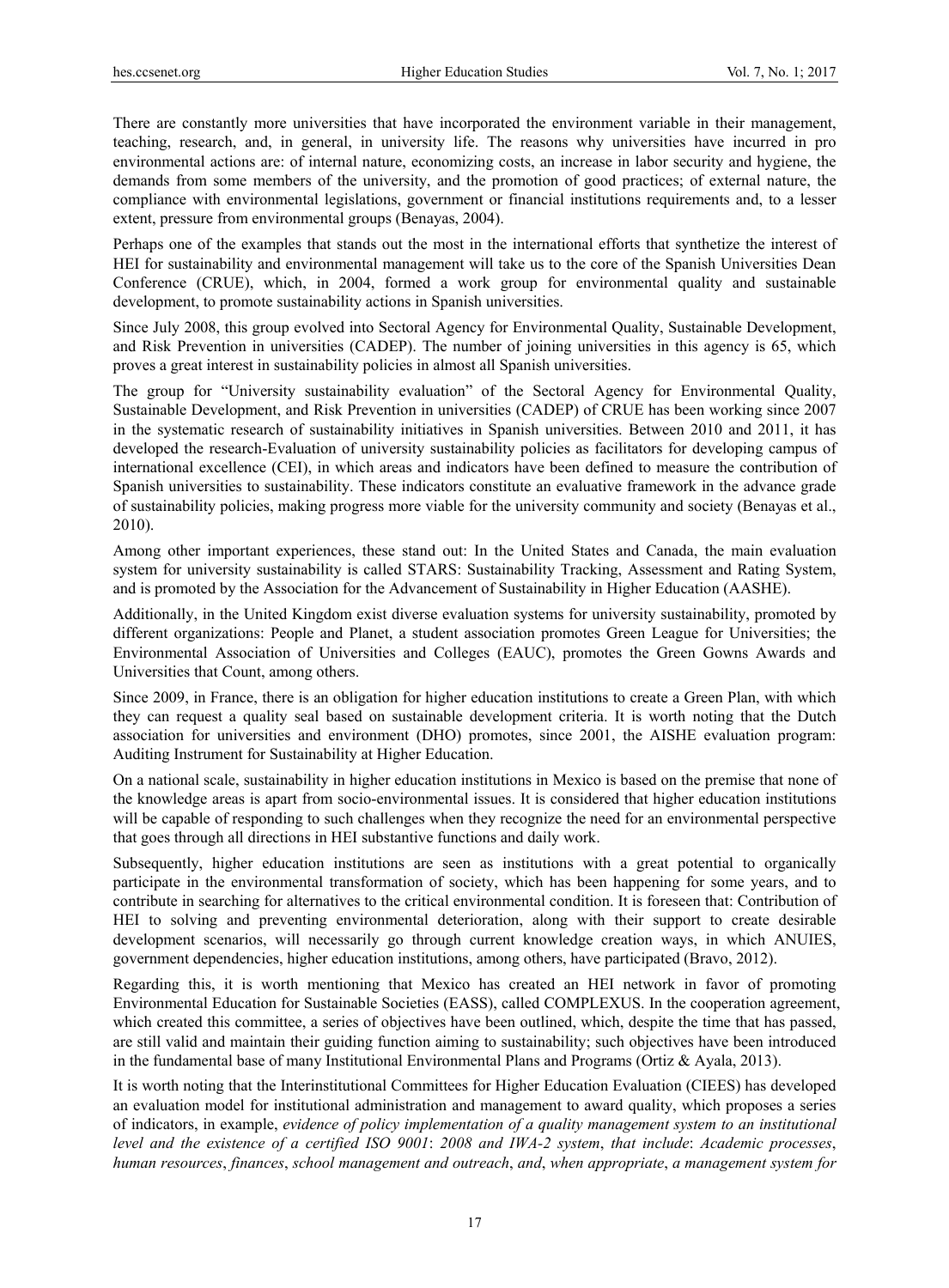There are constantly more universities that have incorporated the environment variable in their management, teaching, research, and, in general, in university life. The reasons why universities have incurred in pro environmental actions are: of internal nature, economizing costs, an increase in labor security and hygiene, the demands from some members of the university, and the promotion of good practices; of external nature, the compliance with environmental legislations, government or financial institutions requirements and, to a lesser extent, pressure from environmental groups (Benayas, 2004).

Perhaps one of the examples that stands out the most in the international efforts that synthetize the interest of HEI for sustainability and environmental management will take us to the core of the Spanish Universities Dean Conference (CRUE), which, in 2004, formed a work group for environmental quality and sustainable development, to promote sustainability actions in Spanish universities.

Since July 2008, this group evolved into Sectoral Agency for Environmental Quality, Sustainable Development, and Risk Prevention in universities (CADEP). The number of joining universities in this agency is 65, which proves a great interest in sustainability policies in almost all Spanish universities.

The group for "University sustainability evaluation" of the Sectoral Agency for Environmental Quality, Sustainable Development, and Risk Prevention in universities (CADEP) of CRUE has been working since 2007 in the systematic research of sustainability initiatives in Spanish universities. Between 2010 and 2011, it has developed the research-Evaluation of university sustainability policies as facilitators for developing campus of international excellence (CEI), in which areas and indicators have been defined to measure the contribution of Spanish universities to sustainability. These indicators constitute an evaluative framework in the advance grade of sustainability policies, making progress more viable for the university community and society (Benayas et al., 2010).

Among other important experiences, these stand out: In the United States and Canada, the main evaluation system for university sustainability is called STARS: Sustainability Tracking, Assessment and Rating System, and is promoted by the Association for the Advancement of Sustainability in Higher Education (AASHE).

Additionally, in the United Kingdom exist diverse evaluation systems for university sustainability, promoted by different organizations: People and Planet, a student association promotes Green League for Universities; the Environmental Association of Universities and Colleges (EAUC), promotes the Green Gowns Awards and Universities that Count, among others.

Since 2009, in France, there is an obligation for higher education institutions to create a Green Plan, with which they can request a quality seal based on sustainable development criteria. It is worth noting that the Dutch association for universities and environment (DHO) promotes, since 2001, the AISHE evaluation program: Auditing Instrument for Sustainability at Higher Education.

On a national scale, sustainability in higher education institutions in Mexico is based on the premise that none of the knowledge areas is apart from socio-environmental issues. It is considered that higher education institutions will be capable of responding to such challenges when they recognize the need for an environmental perspective that goes through all directions in HEI substantive functions and daily work.

Subsequently, higher education institutions are seen as institutions with a great potential to organically participate in the environmental transformation of society, which has been happening for some years, and to contribute in searching for alternatives to the critical environmental condition. It is foreseen that: Contribution of HEI to solving and preventing environmental deterioration, along with their support to create desirable development scenarios, will necessarily go through current knowledge creation ways, in which ANUIES, government dependencies, higher education institutions, among others, have participated (Bravo, 2012).

Regarding this, it is worth mentioning that Mexico has created an HEI network in favor of promoting Environmental Education for Sustainable Societies (EASS), called COMPLEXUS. In the cooperation agreement, which created this committee, a series of objectives have been outlined, which, despite the time that has passed, are still valid and maintain their guiding function aiming to sustainability; such objectives have been introduced in the fundamental base of many Institutional Environmental Plans and Programs (Ortiz & Ayala, 2013).

It is worth noting that the Interinstitutional Committees for Higher Education Evaluation (CIEES) has developed an evaluation model for institutional administration and management to award quality, which proposes a series of indicators, in example, *evidence of policy implementation of a quality management system to an institutional level and the existence of a certified ISO 9001*: *2008 and IWA-2 system*, *that include*: *Academic processes*, *human resources*, *finances*, *school management and outreach*, *and*, *when appropriate*, *a management system for*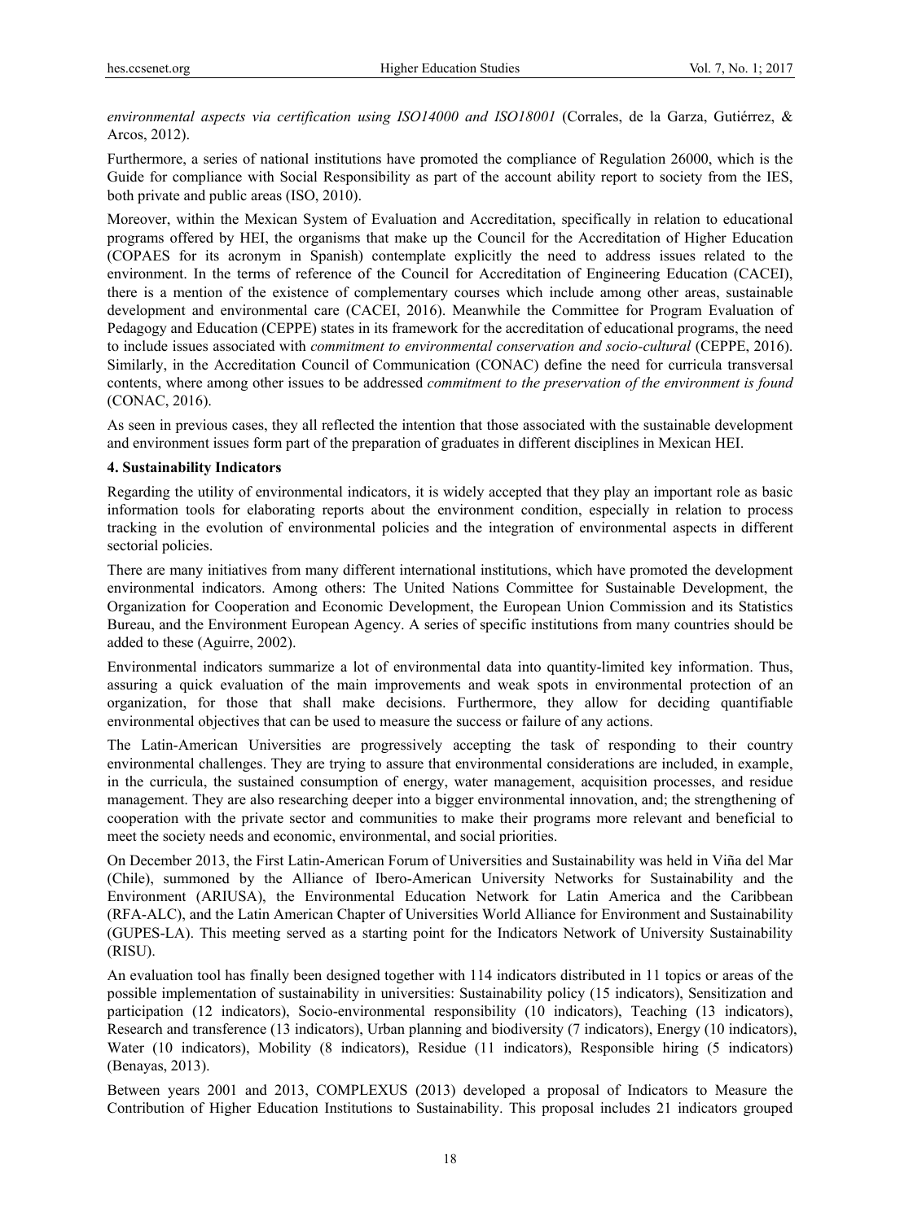*environmental aspects via certification using ISO14000 and ISO18001* (Corrales, de la Garza, Gutiérrez, & Arcos, 2012).

Furthermore, a series of national institutions have promoted the compliance of Regulation 26000, which is the Guide for compliance with Social Responsibility as part of the account ability report to society from the IES, both private and public areas (ISO, 2010).

Moreover, within the Mexican System of Evaluation and Accreditation, specifically in relation to educational programs offered by HEI, the organisms that make up the Council for the Accreditation of Higher Education (COPAES for its acronym in Spanish) contemplate explicitly the need to address issues related to the environment. In the terms of reference of the Council for Accreditation of Engineering Education (CACEI), there is a mention of the existence of complementary courses which include among other areas, sustainable development and environmental care (CACEI, 2016). Meanwhile the Committee for Program Evaluation of Pedagogy and Education (CEPPE) states in its framework for the accreditation of educational programs, the need to include issues associated with *commitment to environmental conservation and socio-cultural* (CEPPE, 2016). Similarly, in the Accreditation Council of Communication (CONAC) define the need for curricula transversal contents, where among other issues to be addressed *commitment to the preservation of the environment is found* (CONAC, 2016).

As seen in previous cases, they all reflected the intention that those associated with the sustainable development and environment issues form part of the preparation of graduates in different disciplines in Mexican HEI.

## 4. Sustainability Indicators

Regarding the utility of environmental indicators, it is widely accepted that they play an important role as basic information tools for elaborating reports about the environment condition, especially in relation to process tracking in the evolution of environmental policies and the integration of environmental aspects in different sectorial policies.

There are many initiatives from many different international institutions, which have promoted the development environmental indicators. Among others: The United Nations Committee for Sustainable Development, the Organization for Cooperation and Economic Development, the European Union Commission and its Statistics Bureau, and the Environment European Agency. A series of specific institutions from many countries should be added to these (Aguirre, 2002).

Environmental indicators summarize a lot of environmental data into quantity-limited key information. Thus, assuring a quick evaluation of the main improvements and weak spots in environmental protection of an organization, for those that shall make decisions. Furthermore, they allow for deciding quantifiable environmental objectives that can be used to measure the success or failure of any actions.

The Latin-American Universities are progressively accepting the task of responding to their country environmental challenges. They are trying to assure that environmental considerations are included, in example, in the curricula, the sustained consumption of energy, water management, acquisition processes, and residue management. They are also researching deeper into a bigger environmental innovation, and; the strengthening of cooperation with the private sector and communities to make their programs more relevant and beneficial to meet the society needs and economic, environmental, and social priorities.

On December 2013, the First Latin-American Forum of Universities and Sustainability was held in Viña del Mar (Chile), summoned by the Alliance of Ibero-American University Networks for Sustainability and the Environment (ARIUSA), the Environmental Education Network for Latin America and the Caribbean (RFA-ALC), and the Latin American Chapter of Universities World Alliance for Environment and Sustainability (GUPES-LA). This meeting served as a starting point for the Indicators Network of University Sustainability (RISU).

An evaluation tool has finally been designed together with 114 indicators distributed in 11 topics or areas of the possible implementation of sustainability in universities: Sustainability policy (15 indicators), Sensitization and participation (12 indicators), Socio-environmental responsibility (10 indicators), Teaching (13 indicators), Research and transference (13 indicators), Urban planning and biodiversity (7 indicators), Energy (10 indicators), Water (10 indicators), Mobility (8 indicators), Residue (11 indicators), Responsible hiring (5 indicators) (Benayas, 2013).

Between years 2001 and 2013, COMPLEXUS (2013) developed a proposal of Indicators to Measure the Contribution of Higher Education Institutions to Sustainability. This proposal includes 21 indicators grouped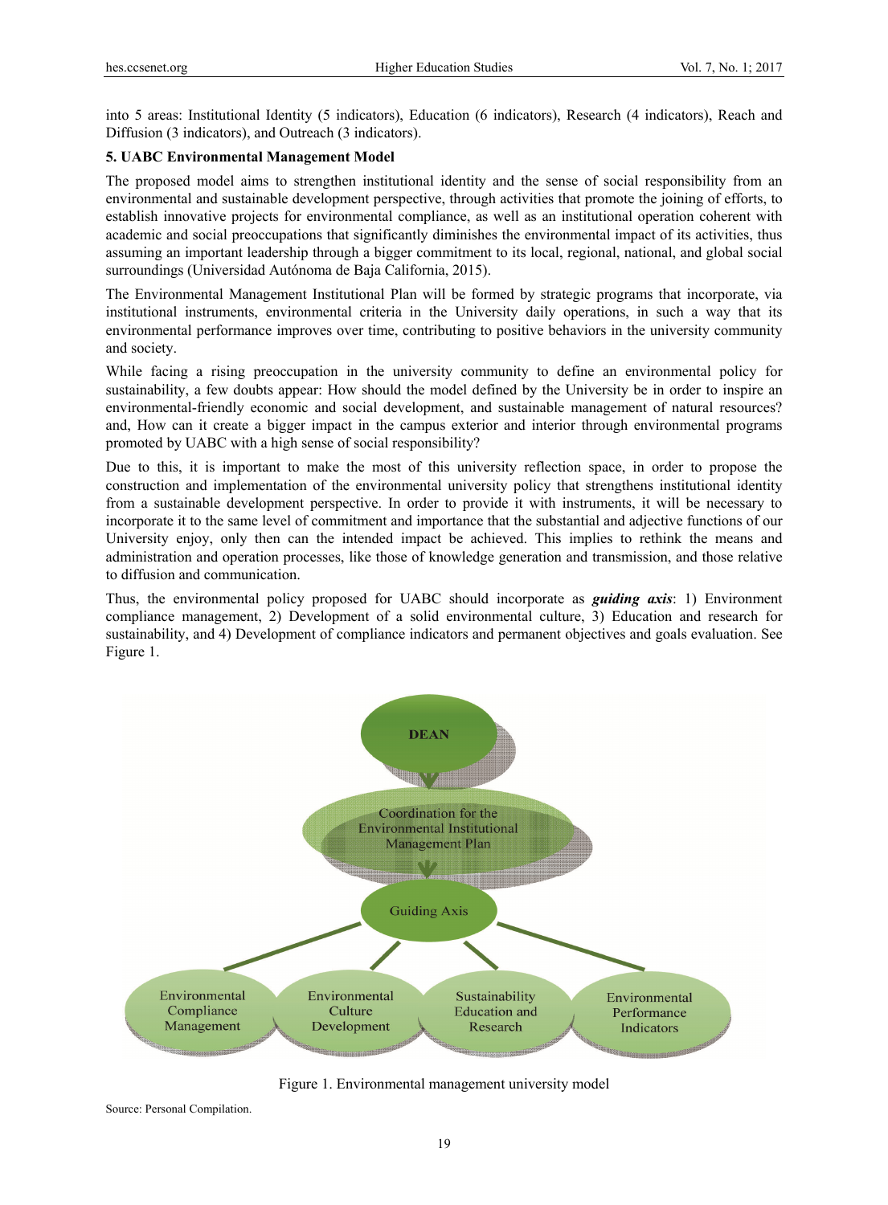into 5 areas: Institutional Identity (5 indicators), Education (6 indicators), Research (4 indicators), Reach and Diffusion (3 indicators), and Outreach (3 indicators).

## 5. UABC Environmental Management Model

The proposed model aims to strengthen institutional identity and the sense of social responsibility from an environmental and sustainable development perspective, through activities that promote the joining of efforts, to establish innovative projects for environmental compliance, as well as an institutional operation coherent with academic and social preoccupations that significantly diminishes the environmental impact of its activities, thus assuming an important leadership through a bigger commitment to its local, regional, national, and global social surroundings (Universidad Autónoma de Baja California, 2015).

The Environmental Management Institutional Plan will be formed by strategic programs that incorporate, via institutional instruments, environmental criteria in the University daily operations, in such a way that its environmental performance improves over time, contributing to positive behaviors in the university community and society.

While facing a rising preoccupation in the university community to define an environmental policy for sustainability, a few doubts appear: How should the model defined by the University be in order to inspire an environmental-friendly economic and social development, and sustainable management of natural resources? and, How can it create a bigger impact in the campus exterior and interior through environmental programs promoted by UABC with a high sense of social responsibility?

Due to this, it is important to make the most of this university reflection space, in order to propose the construction and implementation of the environmental university policy that strengthens institutional identity from a sustainable development perspective. In order to provide it with instruments, it will be necessary to incorporate it to the same level of commitment and importance that the substantial and adjective functions of our University enjoy, only then can the intended impact be achieved. This implies to rethink the means and administration and operation processes, like those of knowledge generation and transmission, and those relative to diffusion and communication.

Thus, the environmental policy proposed for UABC should incorporate as ***guiding axis***: 1) Environment compliance management, 2) Development of a solid environmental culture, 3) Education and research for sustainability, and 4) Development of compliance indicators and permanent objectives and goals evaluation. See Figure 1.

DEAN

Coordination for the Environmental Institutional Management Plan

Guiding Axis

Environmental Compliance Management

Environmental Culture Development

Sustainability Education and Research

Environmental Performance Indicators

Figure 1. Environmental management university model

Source: Personal Compilation.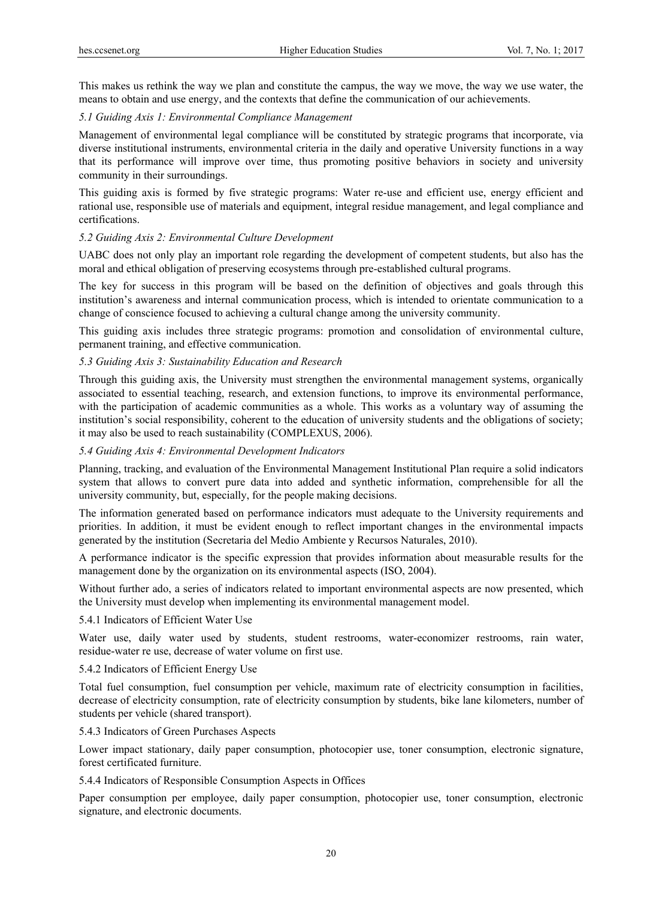This makes us rethink the way we plan and constitute the campus, the way we move, the way we use water, the means to obtain and use energy, and the contexts that define the communication of our achievements.

### *5.1 Guiding Axis 1: Environmental Compliance Management*

Management of environmental legal compliance will be constituted by strategic programs that incorporate, via diverse institutional instruments, environmental criteria in the daily and operative University functions in a way that its performance will improve over time, thus promoting positive behaviors in society and university community in their surroundings.

This guiding axis is formed by five strategic programs: Water re-use and efficient use, energy efficient and rational use, responsible use of materials and equipment, integral residue management, and legal compliance and certifications.

### *5.2 Guiding Axis 2: Environmental Culture Development*

UABC does not only play an important role regarding the development of competent students, but also has the moral and ethical obligation of preserving ecosystems through pre-established cultural programs.

The key for success in this program will be based on the definition of objectives and goals through this institution's awareness and internal communication process, which is intended to orientate communication to a change of conscience focused to achieving a cultural change among the university community.

This guiding axis includes three strategic programs: promotion and consolidation of environmental culture, permanent training, and effective communication.

### *5.3 Guiding Axis 3: Sustainability Education and Research*

Through this guiding axis, the University must strengthen the environmental management systems, organically associated to essential teaching, research, and extension functions, to improve its environmental performance, with the participation of academic communities as a whole. This works as a voluntary way of assuming the institution's social responsibility, coherent to the education of university students and the obligations of society; it may also be used to reach sustainability (COMPLEXUS, 2006).

### *5.4 Guiding Axis 4: Environmental Development Indicators*

Planning, tracking, and evaluation of the Environmental Management Institutional Plan require a solid indicators system that allows to convert pure data into added and synthetic information, comprehensible for all the university community, but, especially, for the people making decisions.

The information generated based on performance indicators must adequate to the University requirements and priorities. In addition, it must be evident enough to reflect important changes in the environmental impacts generated by the institution (Secretaria del Medio Ambiente y Recursos Naturales, 2010).

A performance indicator is the specific expression that provides information about measurable results for the management done by the organization on its environmental aspects (ISO, 2004).

Without further ado, a series of indicators related to important environmental aspects are now presented, which the University must develop when implementing its environmental management model.

#### 5.4.1 Indicators of Efficient Water Use

Water use, daily water used by students, student restrooms, water-economizer restrooms, rain water, residue-water re use, decrease of water volume on first use.

#### 5.4.2 Indicators of Efficient Energy Use

Total fuel consumption, fuel consumption per vehicle, maximum rate of electricity consumption in facilities, decrease of electricity consumption, rate of electricity consumption by students, bike lane kilometers, number of students per vehicle (shared transport).

#### 5.4.3 Indicators of Green Purchases Aspects

Lower impact stationary, daily paper consumption, photocopier use, toner consumption, electronic signature, forest certificated furniture.

#### 5.4.4 Indicators of Responsible Consumption Aspects in Offices

Paper consumption per employee, daily paper consumption, photocopier use, toner consumption, electronic signature, and electronic documents.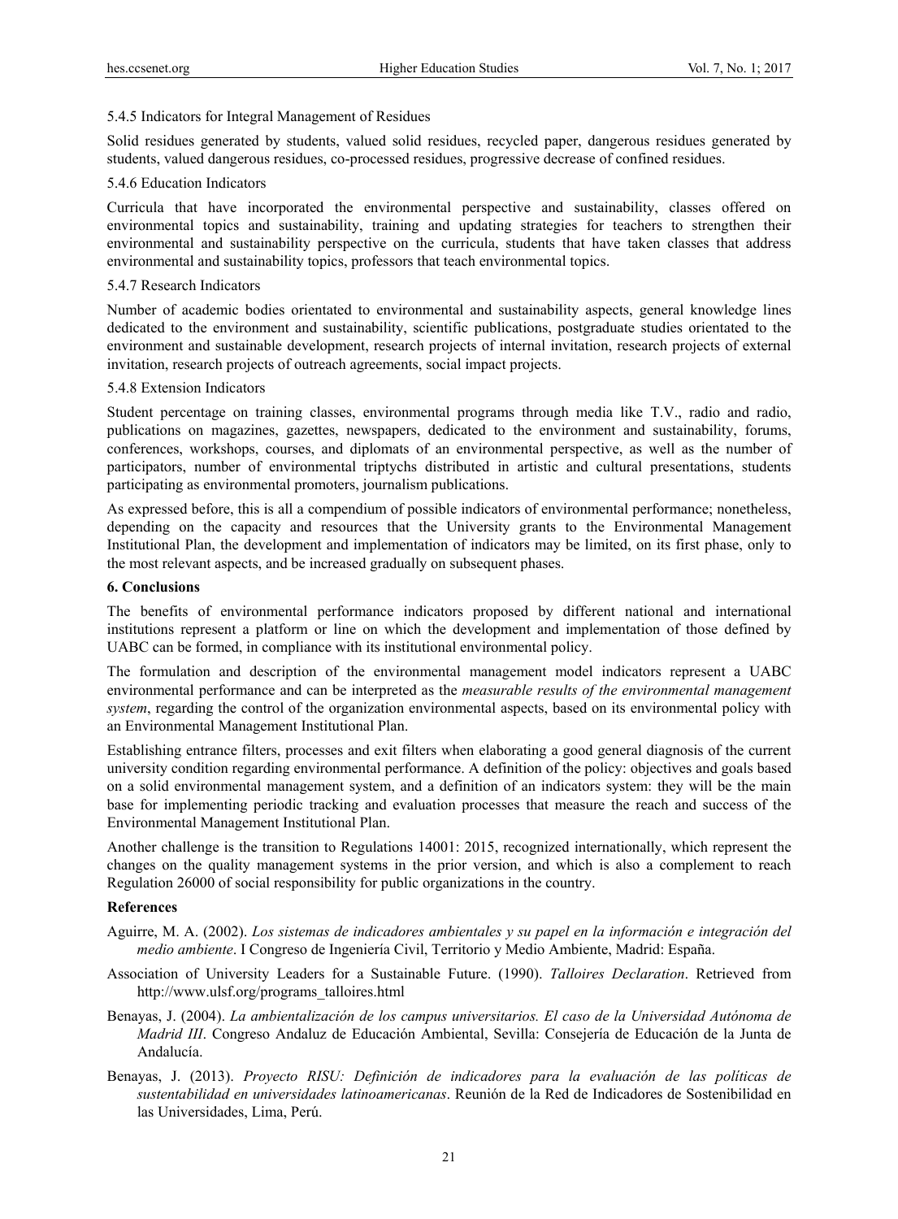5.4.5 Indicators for Integral Management of Residues

Solid residues generated by students, valued solid residues, recycled paper, dangerous residues generated by students, valued dangerous residues, co-processed residues, progressive decrease of confined residues.

5.4.6 Education Indicators

Curricula that have incorporated the environmental perspective and sustainability, classes offered on environmental topics and sustainability, training and updating strategies for teachers to strengthen their environmental and sustainability perspective on the curricula, students that have taken classes that address environmental and sustainability topics, professors that teach environmental topics.

5.4.7 Research Indicators

Number of academic bodies orientated to environmental and sustainability aspects, general knowledge lines dedicated to the environment and sustainability, scientific publications, postgraduate studies orientated to the environment and sustainable development, research projects of internal invitation, research projects of external invitation, research projects of outreach agreements, social impact projects.

5.4.8 Extension Indicators

Student percentage on training classes, environmental programs through media like T.V., radio and radio, publications on magazines, gazettes, newspapers, dedicated to the environment and sustainability, forums, conferences, workshops, courses, and diplomats of an environmental perspective, as well as the number of participators, number of environmental triptychs distributed in artistic and cultural presentations, students participating as environmental promoters, journalism publications.

As expressed before, this is all a compendium of possible indicators of environmental performance; nonetheless, depending on the capacity and resources that the University grants to the Environmental Management Institutional Plan, the development and implementation of indicators may be limited, on its first phase, only to the most relevant aspects, and be increased gradually on subsequent phases.

## 6. Conclusions

The benefits of environmental performance indicators proposed by different national and international institutions represent a platform or line on which the development and implementation of those defined by UABC can be formed, in compliance with its institutional environmental policy.

The formulation and description of the environmental management model indicators represent a UABC environmental performance and can be interpreted as the *measurable results of the environmental management system*, regarding the control of the organization environmental aspects, based on its environmental policy with an Environmental Management Institutional Plan.

Establishing entrance filters, processes and exit filters when elaborating a good general diagnosis of the current university condition regarding environmental performance. A definition of the policy: objectives and goals based on a solid environmental management system, and a definition of an indicators system: they will be the main base for implementing periodic tracking and evaluation processes that measure the reach and success of the Environmental Management Institutional Plan.

Another challenge is the transition to Regulations 14001: 2015, recognized internationally, which represent the changes on the quality management systems in the prior version, and which is also a complement to reach Regulation 26000 of social responsibility for public organizations in the country.

## References

Aguirre, M. A. (2002). *Los sistemas de indicadores ambientales y su papel en la información e integración del medio ambiente*. I Congreso de Ingeniería Civil, Territorio y Medio Ambiente, Madrid: España.

Association of University Leaders for a Sustainable Future. (1990). *Talloires Declaration*. Retrieved from http://www.ulsf.org/programs_talloires.html

Benayas, J. (2004). *La ambientalización de los campus universitarios. El caso de la Universidad Autónoma de Madrid III*. Congreso Andaluz de Educación Ambiental, Sevilla: Consejería de Educación de la Junta de Andalucía.

Benayas, J. (2013). *Proyecto RISU: Definición de indicadores para la evaluación de las políticas de sustentabilidad en universidades latinoamericanas*. Reunión de la Red de Indicadores de Sostenibilidad en las Universidades, Lima, Perú.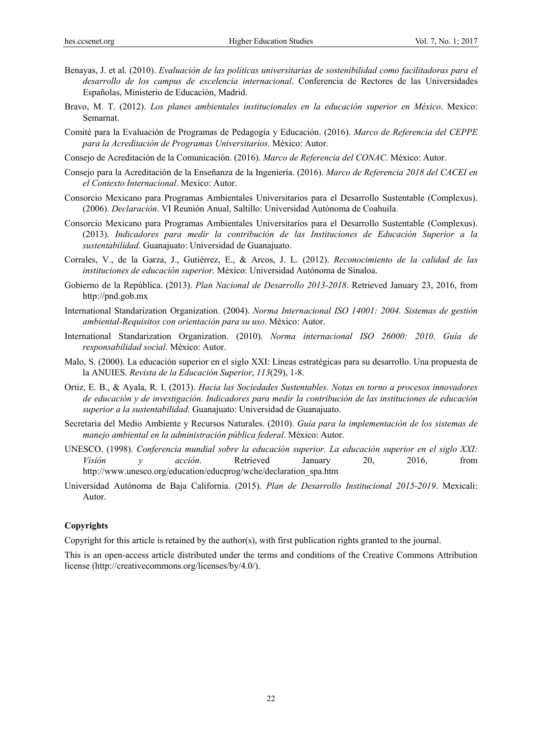Benayas, J. et al. (2010). *Evaluación de las políticas universitarias de sostenibilidad como facilitadoras para el desarrollo de los campus de excelencia internacional*. Conferencia de Rectores de las Universidades Españolas, Ministerio de Educación, Madrid.

Bravo, M. T. (2012). *Los planes ambientales institucionales en la educación superior en México*. Mexico: Semarnat.

Comité para la Evaluación de Programas de Pedagogía y Educación. (2016). *Marco de Referencia del CEPPE para la Acreditación de Programas Universitarios*. México: Autor.

Consejo de Acreditación de la Comunicación. (2016). *Marco de Referencia del CONAC*. México: Autor.

Consejo para la Acreditación de la Enseñanza de la Ingeniería. (2016). *Marco de Referencia 2018 del CACEI en el Contexto Internacional*. Mexico: Autor.

Consorcio Mexicano para Programas Ambientales Universitarios para el Desarrollo Sustentable (Complexus). (2006). *Declaración*. VI Reunión Anual, Saltillo: Universidad Autónoma de Coahuila.

Consorcio Mexicano para Programas Ambientales Universitarios para el Desarrollo Sustentable (Complexus). (2013). *Indicadores para medir la contribución de las Instituciones de Educación Superior a la sustentabilidad*. Guanajuato: Universidad de Guanajuato.

Corrales, V., de la Garza, J., Gutiérrez, E., & Arcos, J. L. (2012). *Reconocimiento de la calidad de las instituciones de educación superior*. México: Universidad Autónoma de Sinaloa.

Gobierno de la República. (2013). *Plan Nacional de Desarrollo 2013-2018*. Retrieved January 23, 2016, from http://pnd.gob.mx

International Standarization Organization. (2004). *Norma Internacional ISO 14001: 2004. Sistemas de gestión ambiental-Requisitos con orientación para su uso*. México: Autor.

International Standarization Organization. (2010). *Norma internacional ISO 26000: 2010. Guía de responsabilidad social*. México: Autor.

Malo, S. (2000). La educación superior en el siglo XXI: Líneas estratégicas para su desarrollo. Una propuesta de la ANUIES. *Revista de la Educación Superior*, *113*(29), 1-8.

Ortiz, E. B., & Ayala, R. I. (2013). *Hacia las Sociedades Sustentables. Notas en torno a procesos innovadores de educación y de investigación. Indicadores para medir la contribución de las instituciones de educación superior a la sustentabilidad*. Guanajuato: Universidad de Guanajuato.

Secretaria del Medio Ambiente y Recursos Naturales. (2010). *Guía para la implementación de los sistemas de manejo ambiental en la administración pública federal*. México: Autor.

UNESCO. (1998). *Conferencia mundial sobre la educación superior. La educación superior en el siglo XXI: Visión y acción*. Retrieved January 20, 2016, from http://www.unesco.org/education/educprog/wche/declaration_spa.htm

Universidad Autónoma de Baja California. (2015). *Plan de Desarrollo Institucional 2015-2019*. Mexicali: Autor.

**Copyrights**

Copyright for this article is retained by the author(s), with first publication rights granted to the journal.

This is an open-access article distributed under the terms and conditions of the Creative Commons Attribution license (http://creativecommons.org/licenses/by/4.0/).